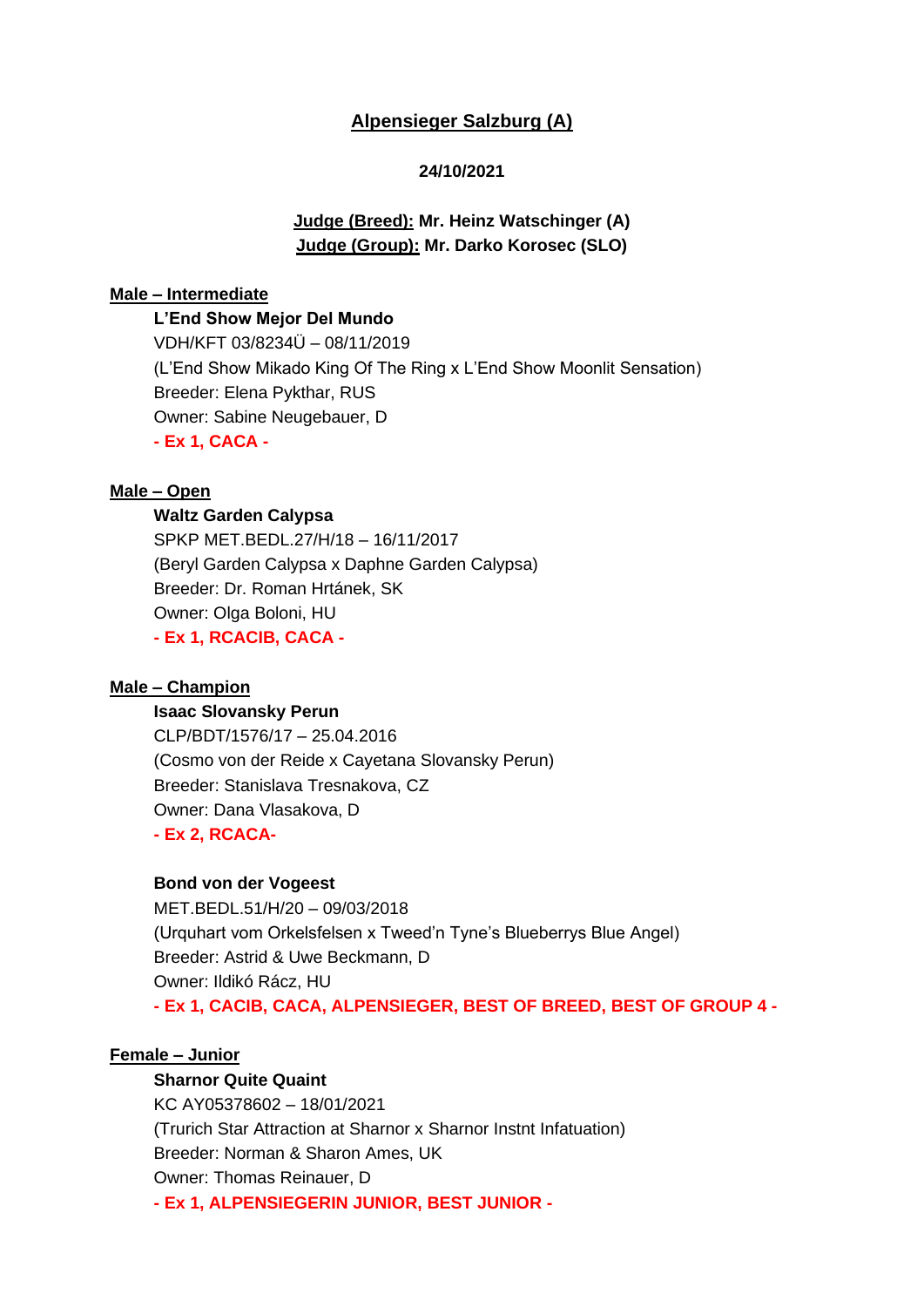# Alpensieger Salzburg (A)

**24/10/2021**

**Judge (Breed): Mr. Heinz Watschinger (A)**
**Judge (Group): Mr. Darko Korosec (SLO)**

## Male – Intermediate

**L'End Show Mejor Del Mundo**
VDH/KFT 03/8234Ü – 08/11/2019
(L'End Show Mikado King Of The Ring x L'End Show Moonlit Sensation)
Breeder: Elena Pykthar, RUS
Owner: Sabine Neugebauer, D
**- Ex 1, CACA -**

## Male – Open

**Waltz Garden Calypsa**
SPKP MET.BEDL.27/H/18 – 16/11/2017
(Beryl Garden Calypsa x Daphne Garden Calypsa)
Breeder: Dr. Roman Hrtánek, SK
Owner: Olga Boloni, HU
**- Ex 1, RCACIB, CACA -**

## Male – Champion

**Isaac Slovansky Perun**
CLP/BDT/1576/17 – 25.04.2016
(Cosmo von der Reide x Cayetana Slovansky Perun)
Breeder: Stanislava Tresnakova, CZ
Owner: Dana Vlasakova, D
**- Ex 2, RCACA-**

**Bond von der Vogeest**
MET.BEDL.51/H/20 – 09/03/2018
(Urquhart vom Orkelsfelsen x Tweed'n Tyne's Blueberrys Blue Angel)
Breeder: Astrid & Uwe Beckmann, D
Owner: Ildikó Rácz, HU
**- Ex 1, CACIB, CACA, ALPENSIEGER, BEST OF BREED, BEST OF GROUP 4 -**

## Female – Junior

**Sharnor Quite Quaint**
KC AY05378602 – 18/01/2021
(Trurich Star Attraction at Sharnor x Sharnor Instnt Infatuation)
Breeder: Norman & Sharon Ames, UK
Owner: Thomas Reinauer, D
**- Ex 1, ALPENSIEGERIN JUNIOR, BEST JUNIOR -**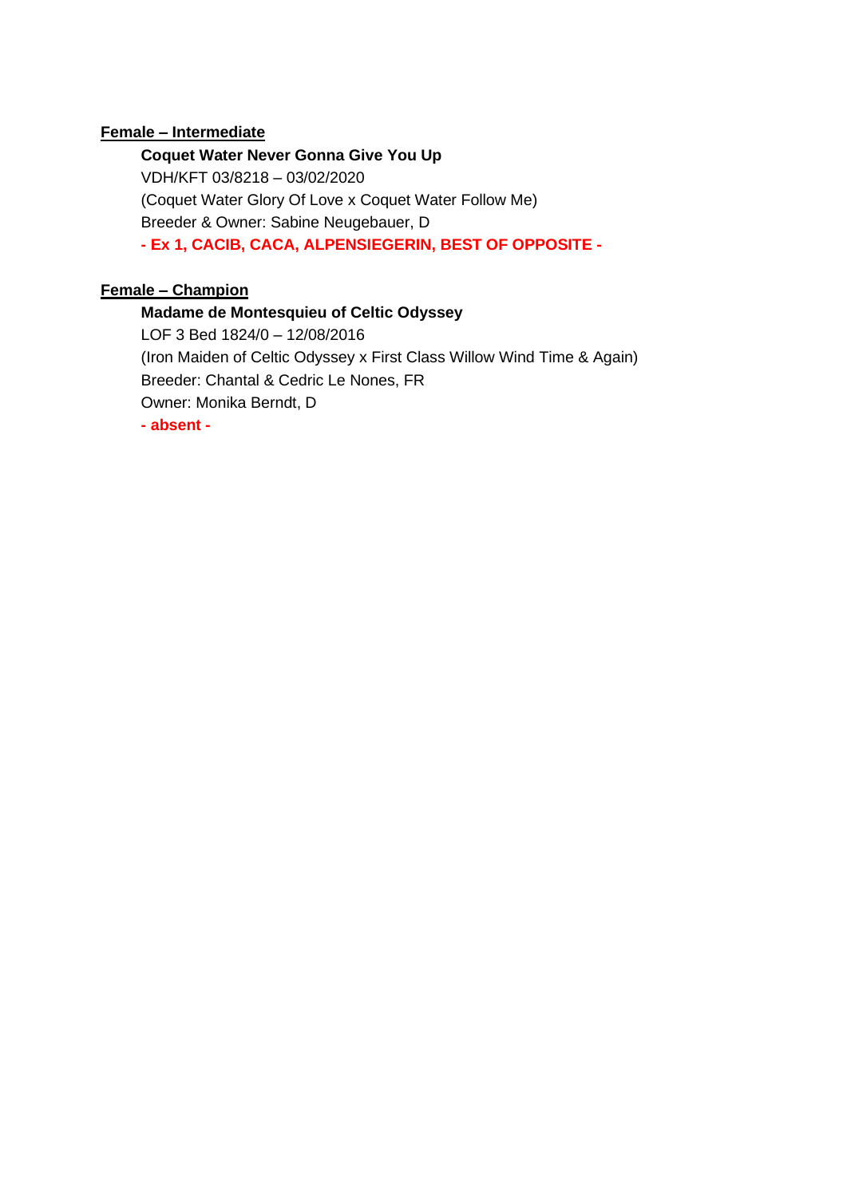**Female – Intermediate**

**Coquet Water Never Gonna Give You Up**
VDH/KFT 03/8218 – 03/02/2020
(Coquet Water Glory Of Love x Coquet Water Follow Me)
Breeder & Owner: Sabine Neugebauer, D
**- Ex 1, CACIB, CACA, ALPENSIEGERIN, BEST OF OPPOSITE -**

**Female – Champion**

**Madame de Montesquieu of Celtic Odyssey**
LOF 3 Bed 1824/0 – 12/08/2016
(Iron Maiden of Celtic Odyssey x First Class Willow Wind Time & Again)
Breeder: Chantal & Cedric Le Nones, FR
Owner: Monika Berndt, D
**- absent -**